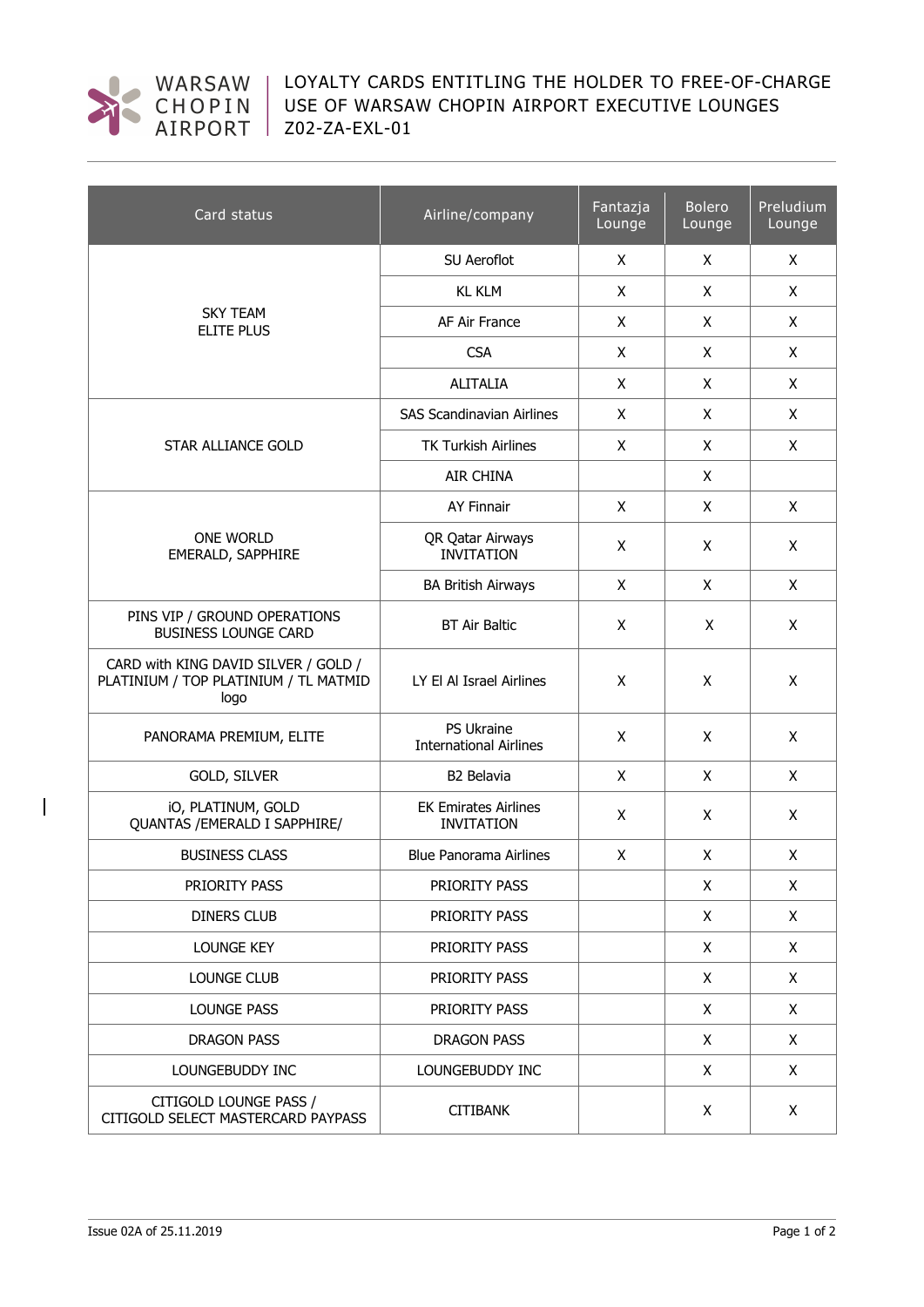WARSAW CHOPIN AIRPORT

# LOYALTY CARDS ENTITLING THE HOLDER TO FREE-OF-CHARGE USE OF WARSAW CHOPIN AIRPORT EXECUTIVE LOUNGES Z02-ZA-EXL-01

| Card status | Airline/company | Fantazja Lounge | Bolero Lounge | Preludium Lounge |
|---|---|---|---|---|
| SKY TEAM ELITE PLUS | SU Aeroflot | X | X | X |
| | KL KLM | X | X | X |
| | AF Air France | X | X | X |
| | CSA | X | X | X |
| | ALITALIA | X | X | X |
| STAR ALLIANCE GOLD | SAS Scandinavian Airlines | X | X | X |
| | TK Turkish Airlines | X | X | X |
| | AIR CHINA | | X | |
| ONE WORLD EMERALD, SAPPHIRE | AY Finnair | X | X | X |
| | QR Qatar Airways INVITATION | X | X | X |
| | BA British Airways | X | X | X |
| PINS VIP / GROUND OPERATIONS BUSINESS LOUNGE CARD | BT Air Baltic | X | X | X |
| CARD with KING DAVID SILVER / GOLD / PLATINIUM / TOP PLATINIUM / TL MATMID logo | LY El Al Israel Airlines | X | X | X |
| PANORAMA PREMIUM, ELITE | PS Ukraine International Airlines | X | X | X |
| GOLD, SILVER | B2 Belavia | X | X | X |
| iO, PLATINUM, GOLD QUANTAS /EMERALD I SAPPHIRE/ | EK Emirates Airlines INVITATION | X | X | X |
| BUSINESS CLASS | Blue Panorama Airlines | X | X | X |
| PRIORITY PASS | PRIORITY PASS | | X | X |
| DINERS CLUB | PRIORITY PASS | | X | X |
| LOUNGE KEY | PRIORITY PASS | | X | X |
| LOUNGE CLUB | PRIORITY PASS | | X | X |
| LOUNGE PASS | PRIORITY PASS | | X | X |
| DRAGON PASS | DRAGON PASS | | X | X |
| LOUNGEBUDDY INC | LOUNGEBUDDY INC | | X | X |
| CITIGOLD LOUNGE PASS / CITIGOLD SELECT MASTERCARD PAYPASS | CITIBANK | | X | X |

Issue 02A of 25.11.2019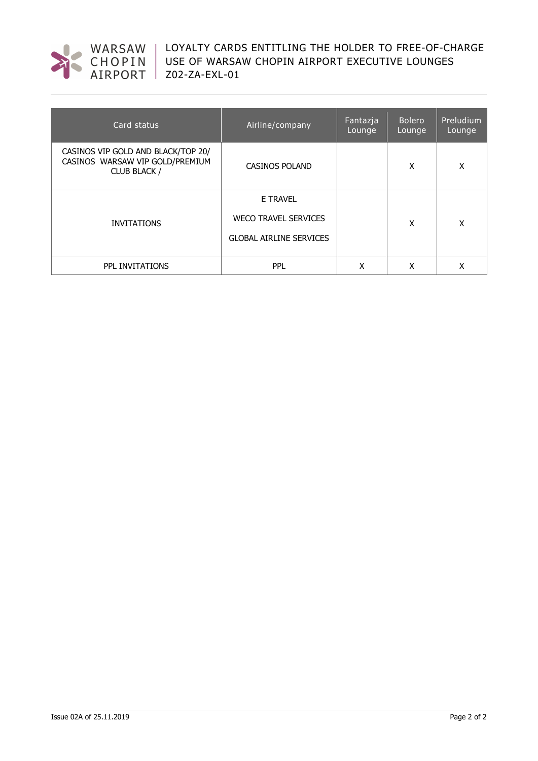| Card status | Airline/company | Fantazja Lounge | Bolero Lounge | Preludium Lounge |
|---|---|---|---|---|
| CASINOS VIP GOLD AND BLACK/TOP 20/ CASINOS WARSAW VIP GOLD/PREMIUM CLUB BLACK / | CASINOS POLAND | | X | X |
| INVITATIONS | E TRAVEL<br>WECO TRAVEL SERVICES<br>GLOBAL AIRLINE SERVICES | | X | X |
| PPL INVITATIONS | PPL | X | X | X |